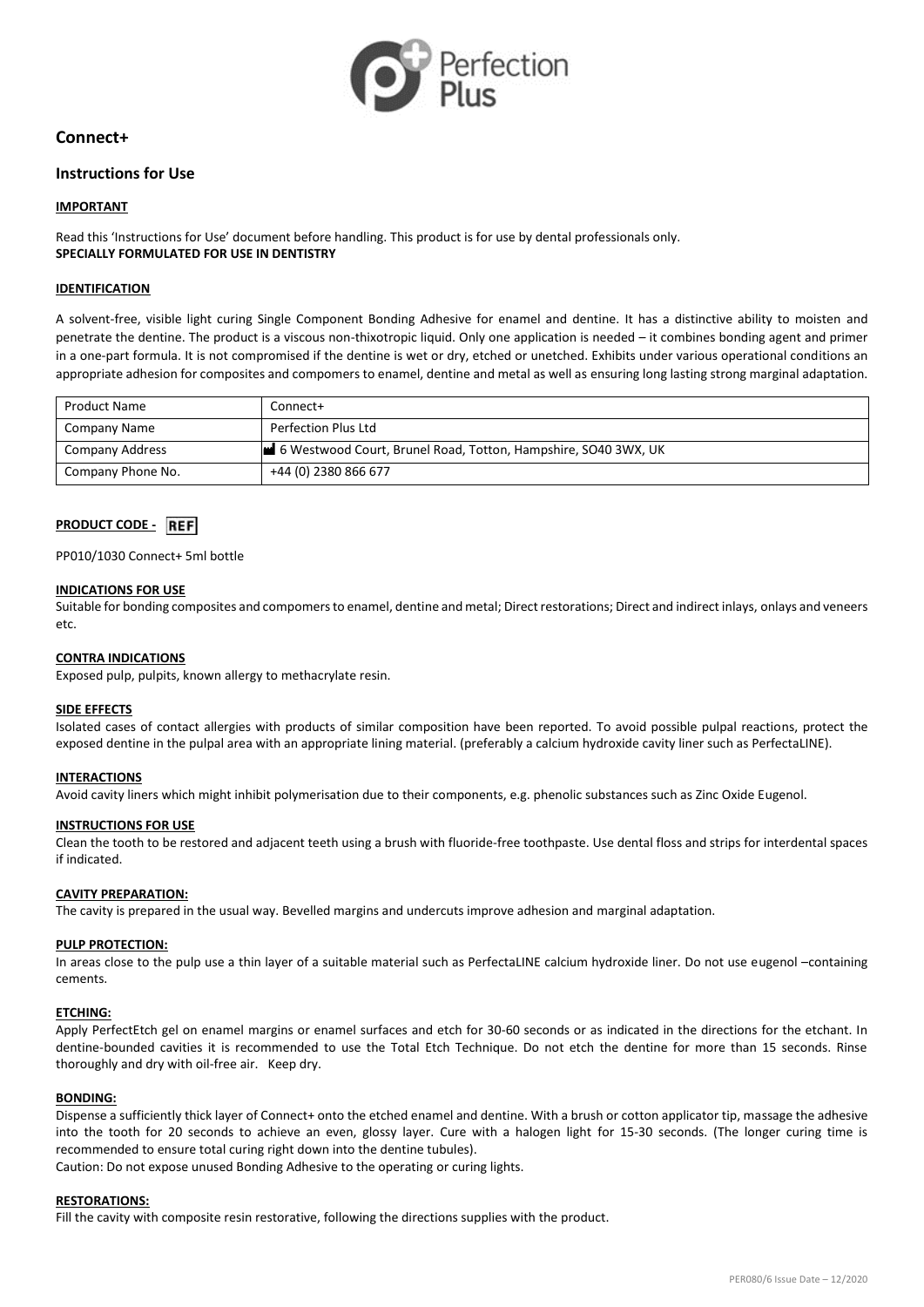Perfection Plus

## Connect+

## Instructions for Use

### IMPORTANT

Read this 'Instructions for Use' document before handling. This product is for use by dental professionals only.
**SPECIALLY FORMULATED FOR USE IN DENTISTRY**

### IDENTIFICATION

A solvent-free, visible light curing Single Component Bonding Adhesive for enamel and dentine. It has a distinctive ability to moisten and penetrate the dentine. The product is a viscous non-thixotropic liquid. Only one application is needed – it combines bonding agent and primer in a one-part formula. It is not compromised if the dentine is wet or dry, etched or unetched. Exhibits under various operational conditions an appropriate adhesion for composites and compomers to enamel, dentine and metal as well as ensuring long lasting strong marginal adaptation.

| Product Name | Connect+ |
|---|---|
| Company Name | Perfection Plus Ltd |
| Company Address | 6 Westwood Court, Brunel Road, Totton, Hampshire, SO40 3WX, UK |
| Company Phone No. | +44 (0) 2380 866 677 |

### PRODUCT CODE - REF

PP010/1030 Connect+ 5ml bottle

### INDICATIONS FOR USE

Suitable for bonding composites and compomers to enamel, dentine and metal; Direct restorations; Direct and indirect inlays, onlays and veneers etc.

### CONTRA INDICATIONS

Exposed pulp, pulpits, known allergy to methacrylate resin.

### SIDE EFFECTS

Isolated cases of contact allergies with products of similar composition have been reported. To avoid possible pulpal reactions, protect the exposed dentine in the pulpal area with an appropriate lining material. (preferably a calcium hydroxide cavity liner such as PerfectaLINE).

### INTERACTIONS

Avoid cavity liners which might inhibit polymerisation due to their components, e.g. phenolic substances such as Zinc Oxide Eugenol.

### INSTRUCTIONS FOR USE

Clean the tooth to be restored and adjacent teeth using a brush with fluoride-free toothpaste. Use dental floss and strips for interdental spaces if indicated.

### CAVITY PREPARATION:

The cavity is prepared in the usual way. Bevelled margins and undercuts improve adhesion and marginal adaptation.

### PULP PROTECTION:

In areas close to the pulp use a thin layer of a suitable material such as PerfectaLINE calcium hydroxide liner. Do not use eugenol –containing cements.

### ETCHING:

Apply PerfectEtch gel on enamel margins or enamel surfaces and etch for 30-60 seconds or as indicated in the directions for the etchant. In dentine-bounded cavities it is recommended to use the Total Etch Technique. Do not etch the dentine for more than 15 seconds. Rinse thoroughly and dry with oil-free air. Keep dry.

### BONDING:

Dispense a sufficiently thick layer of Connect+ onto the etched enamel and dentine. With a brush or cotton applicator tip, massage the adhesive into the tooth for 20 seconds to achieve an even, glossy layer. Cure with a halogen light for 15-30 seconds. (The longer curing time is recommended to ensure total curing right down into the dentine tubules).
Caution: Do not expose unused Bonding Adhesive to the operating or curing lights.

### RESTORATIONS:

Fill the cavity with composite resin restorative, following the directions supplies with the product.

PER080/6 Issue Date – 12/2020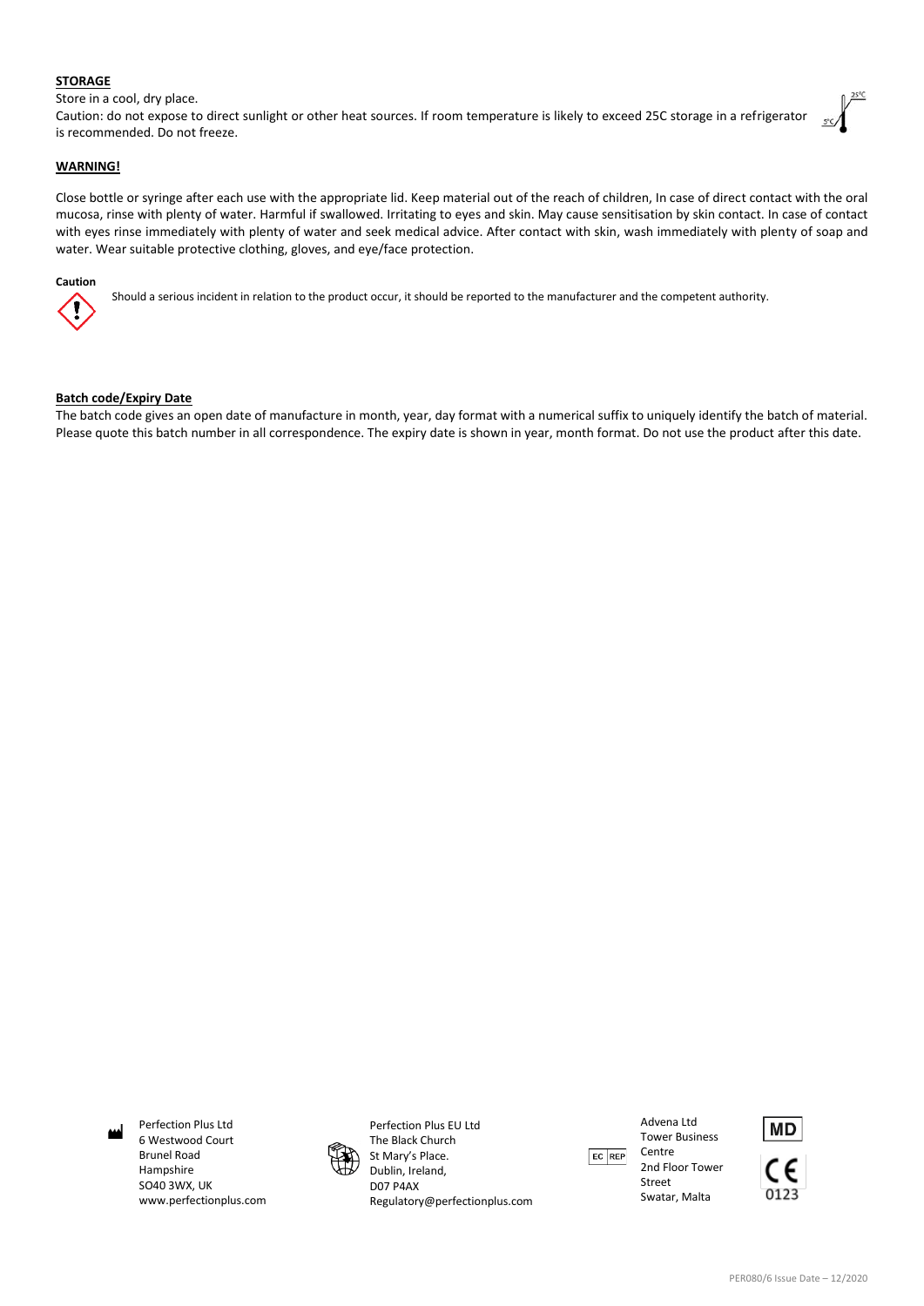**STORAGE**

Store in a cool, dry place.

Caution: do not expose to direct sunlight or other heat sources. If room temperature is likely to exceed 25C storage in a refrigerator is recommended. Do not freeze.

25°C

5°C

**WARNING!**

Close bottle or syringe after each use with the appropriate lid. Keep material out of the reach of children, In case of direct contact with the oral mucosa, rinse with plenty of water. Harmful if swallowed. Irritating to eyes and skin. May cause sensitisation by skin contact. In case of contact with eyes rinse immediately with plenty of water and seek medical advice. After contact with skin, wash immediately with plenty of soap and water. Wear suitable protective clothing, gloves, and eye/face protection.

**Caution**

Should a serious incident in relation to the product occur, it should be reported to the manufacturer and the competent authority.

**Batch code/Expiry Date**

The batch code gives an open date of manufacture in month, year, day format with a numerical suffix to uniquely identify the batch of material. Please quote this batch number in all correspondence. The expiry date is shown in year, month format. Do not use the product after this date.

Perection Plus Ltd
6 Westwood Court
Brunel Road
Hampshire
SO40 3WX, UK
www.perfectionplus.com

Perfection Plus EU Ltd
The Black Church
St Mary's Place.
Dublin, Ireland,
D07 P4AX
Regulatory@perfectionplus.com

EC REP

Advena Ltd
Tower Business Centre
2nd Floor Tower Street
Swatar, Malta

MD

CE 0123

PER080/6 Issue Date – 12/2020